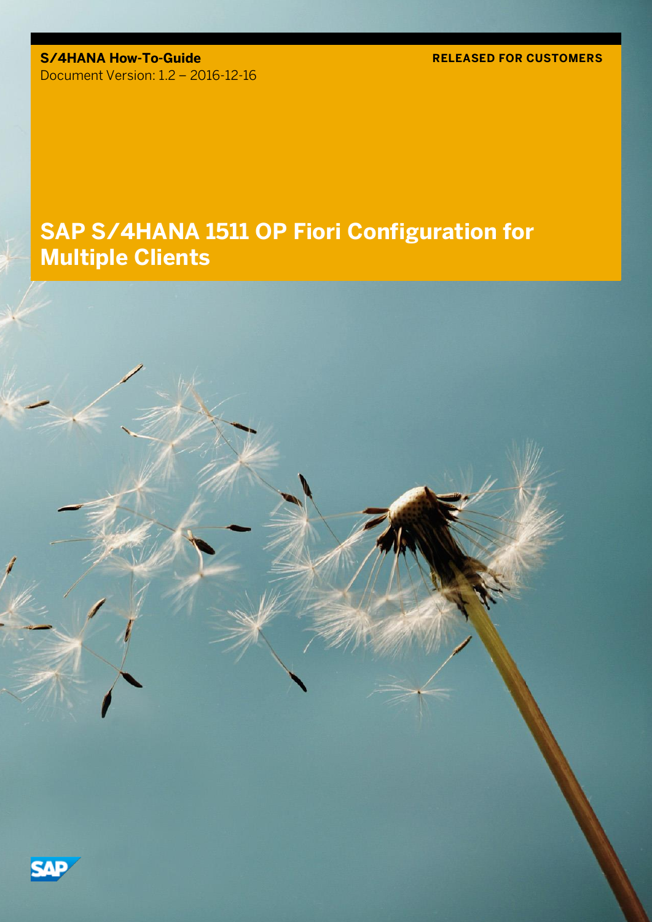**S/4HANA How-To-Guide**
Document Version: 1.2 – 2016-12-16

**RELEASED FOR CUSTOMERS**

# SAP S/4HANA 1511 OP Fiori Configuration for Multiple Clients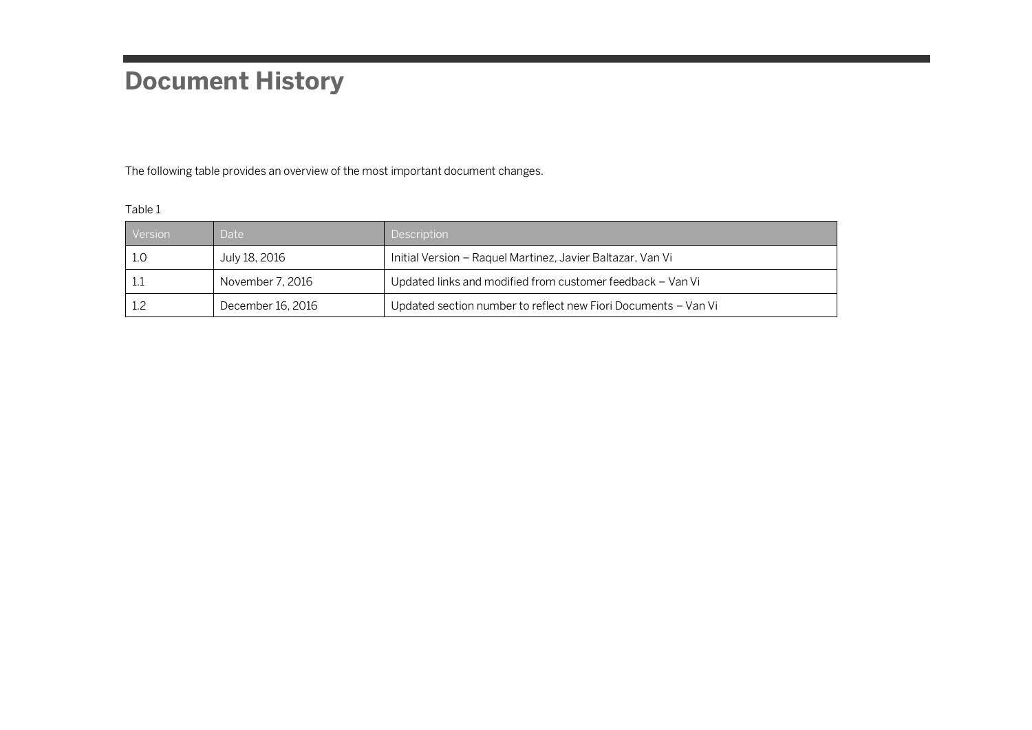# Document History

The following table provides an overview of the most important document changes.

Table 1

| Version | Date | Description |
| --- | --- | --- |
| 1.0 | July 18, 2016 | Initial Version – Raquel Martinez, Javier Baltazar, Van Vi |
| 1.1 | November 7, 2016 | Updated links and modified from customer feedback – Van Vi |
| 1.2 | December 16, 2016 | Updated section number to reflect new Fiori Documents – Van Vi |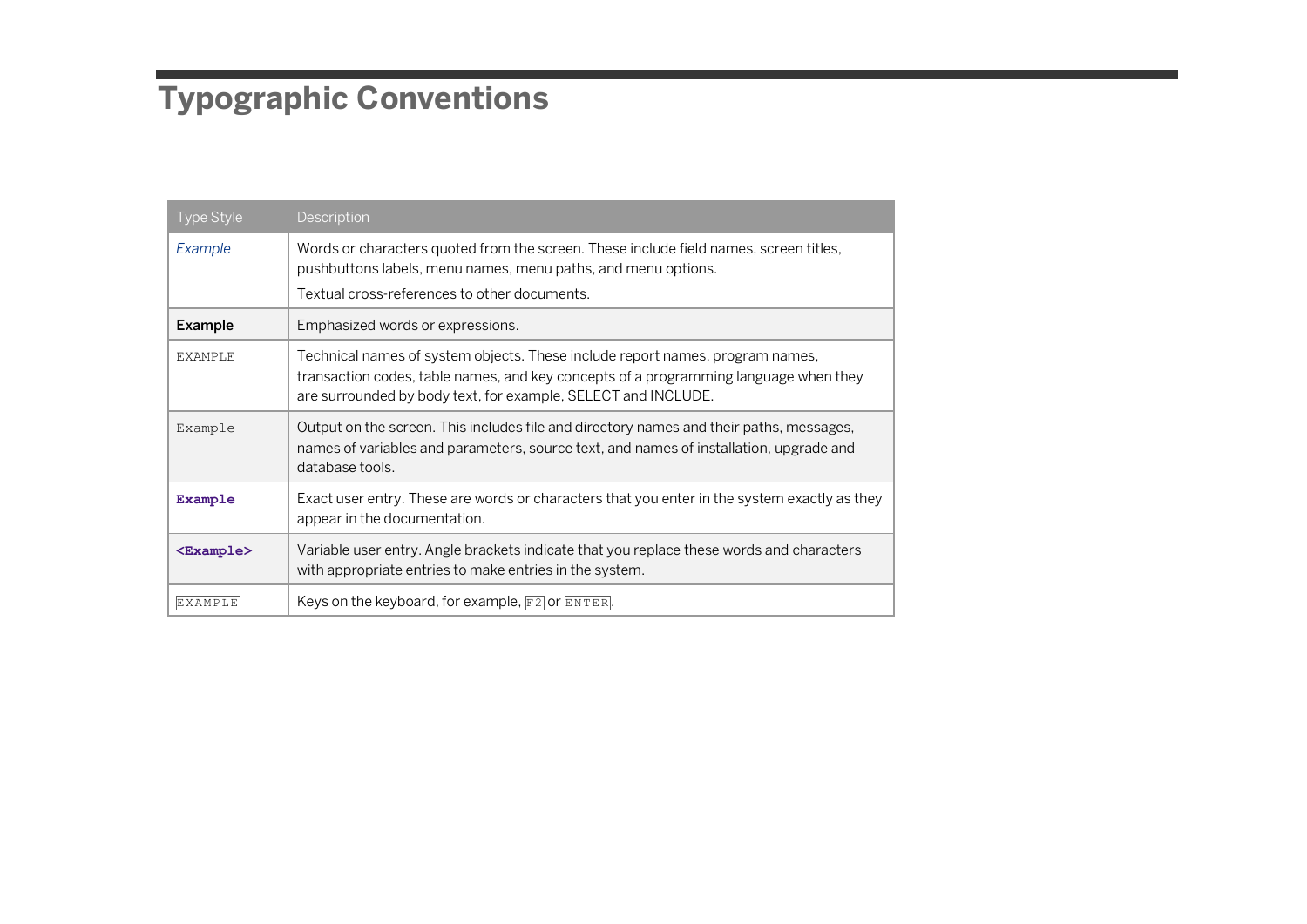# Typographic Conventions

| Type Style | Description |
| --- | --- |
| *Example* | Words or characters quoted from the screen. These include field names, screen titles, pushbuttons labels, menu names, menu paths, and menu options.<br>Textual cross-references to other documents. |
| **Example** | Emphasized words or expressions. |
| `EXAMPLE` | Technical names of system objects. These include report names, program names, transaction codes, table names, and key concepts of a programming language when they are surrounded by body text, for example, SELECT and INCLUDE. |
| `Example` | Output on the screen. This includes file and directory names and their paths, messages, names of variables and parameters, source text, and names of installation, upgrade and database tools. |
| **`Example`** | Exact user entry. These are words or characters that you enter in the system exactly as they appear in the documentation. |
| **`<Example>`** | Variable user entry. Angle brackets indicate that you replace these words and characters with appropriate entries to make entries in the system. |
| `EXAMPLE` | Keys on the keyboard, for example, `F2` or `ENTER`. |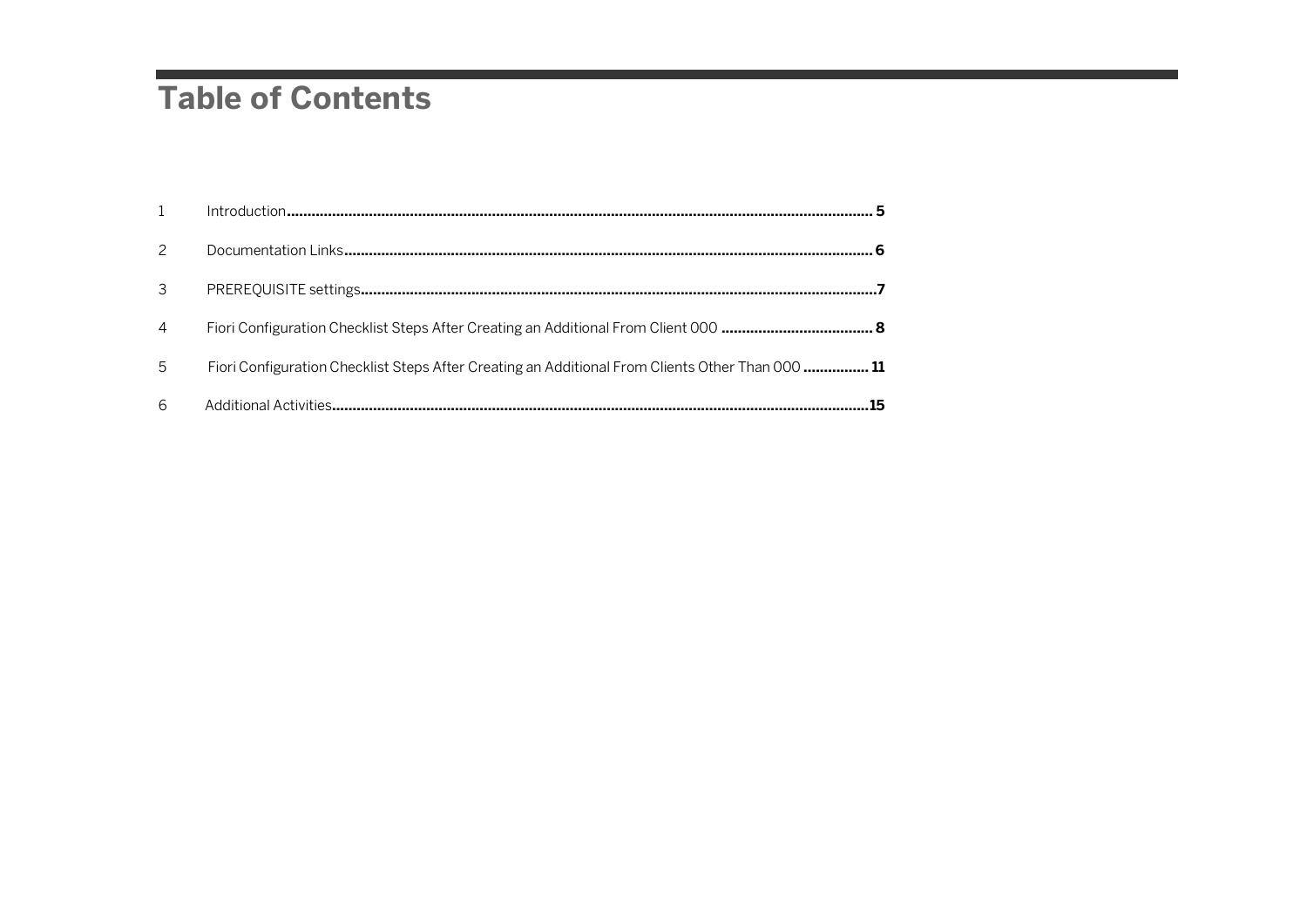# Table of Contents

1 Introduction ..... 5

2 Documentation Links ..... 6

3 PREREQUISITE settings ..... 7

4 Fiori Configuration Checklist Steps After Creating an Additional From Client 000 ..... 8

5 Fiori Configuration Checklist Steps After Creating an Additional From Clients Other Than 000 ..... 11

6 Additional Activities ..... 15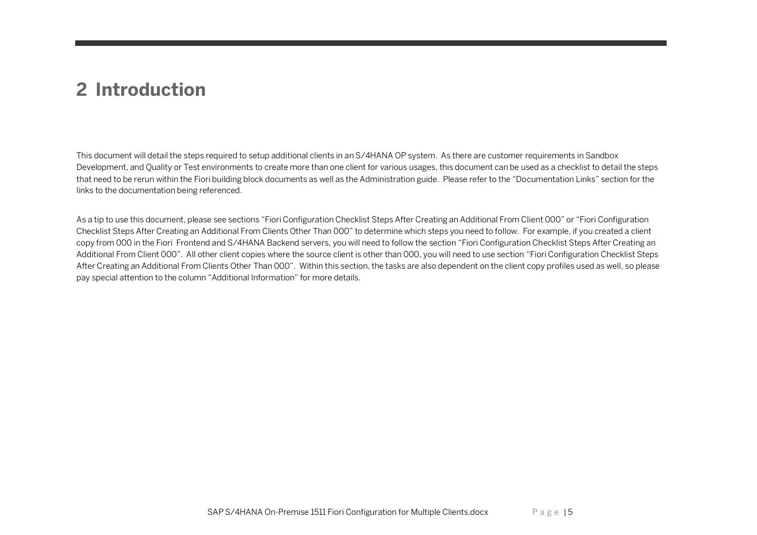# 2 Introduction

This document will detail the steps required to setup additional clients in an S/4HANA OP system. As there are customer requirements in Sandbox Development, and Quality or Test environments to create more than one client for various usages, this document can be used as a checklist to detail the steps that need to be rerun within the Fiori building block documents as well as the Administration guide. Please refer to the "Documentation Links" section for the links to the documentation being referenced.

As a tip to use this document, please see sections "Fiori Configuration Checklist Steps After Creating an Additional From Client 000" or "Fiori Configuration Checklist Steps After Creating an Additional From Clients Other Than 000" to determine which steps you need to follow. For example, if you created a client copy from 000 in the Fiori Frontend and S/4HANA Backend servers, you will need to follow the section "Fiori Configuration Checklist Steps After Creating an Additional From Client 000". All other client copies where the source client is other than 000, you will need to use section "Fiori Configuration Checklist Steps After Creating an Additional From Clients Other Than 000". Within this section, the tasks are also dependent on the client copy profiles used as well, so please pay special attention to the column "Additional Information" for more details.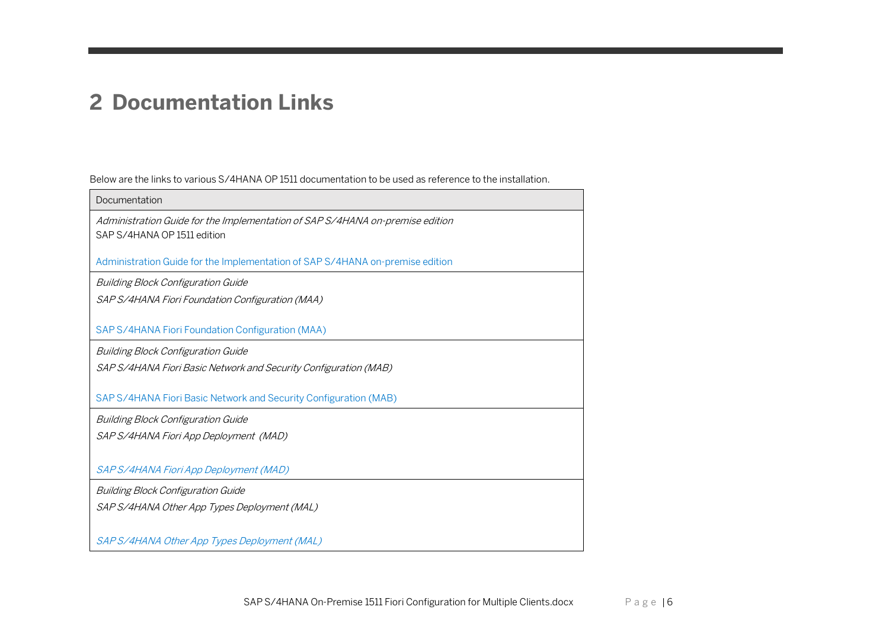# 2 Documentation Links

Below are the links to various S/4HANA OP 1511 documentation to be used as reference to the installation.

| Documentation |
|---|
| *Administration Guide for the Implementation of SAP S/4HANA on-premise edition*<br>SAP S/4HANA OP 1511 edition<br><br>Administration Guide for the Implementation of SAP S/4HANA on-premise edition |
| *Building Block Configuration Guide*<br>*SAP S/4HANA Fiori Foundation Configuration (MAA)*<br><br>SAP S/4HANA Fiori Foundation Configuration (MAA) |
| *Building Block Configuration Guide*<br>*SAP S/4HANA Fiori Basic Network and Security Configuration (MAB)*<br><br>SAP S/4HANA Fiori Basic Network and Security Configuration (MAB) |
| *Building Block Configuration Guide*<br>*SAP S/4HANA Fiori App Deployment (MAD)*<br><br>*SAP S/4HANA Fiori App Deployment (MAD)* |
| *Building Block Configuration Guide*<br>*SAP S/4HANA Other App Types Deployment (MAL)*<br><br>*SAP S/4HANA Other App Types Deployment (MAL)* |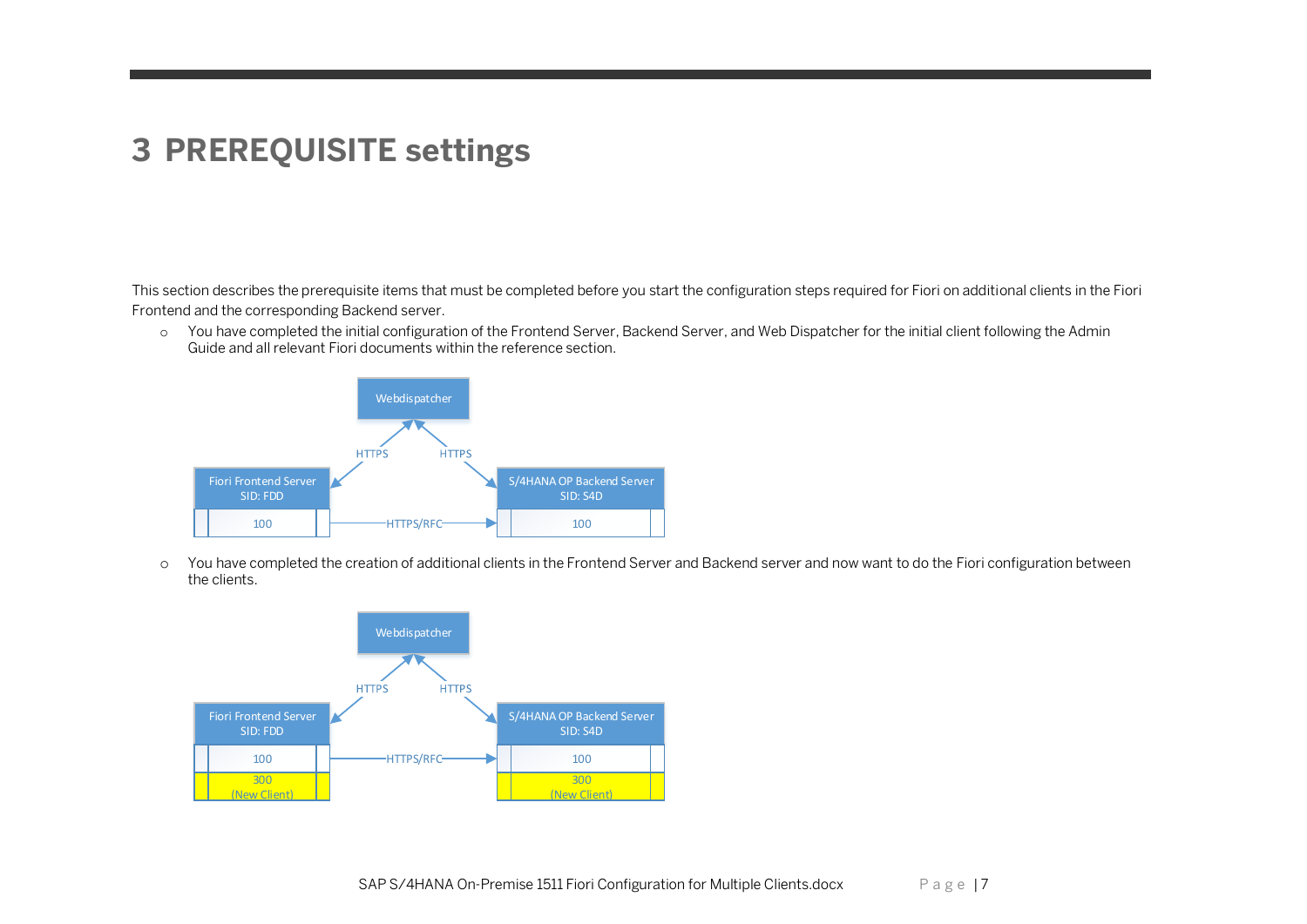# 3 PREREQUISITE settings

This section describes the prerequisite items that must be completed before you start the configuration steps required for Fiori on additional clients in the Fiori Frontend and the corresponding Backend server.

- You have completed the initial configuration of the Frontend Server, Backend Server, and Web Dispatcher for the initial client following the Admin Guide and all relevant Fiori documents within the reference section.

- You have completed the creation of additional clients in the Frontend Server and Backend server and now want to do the Fiori configuration between the clients.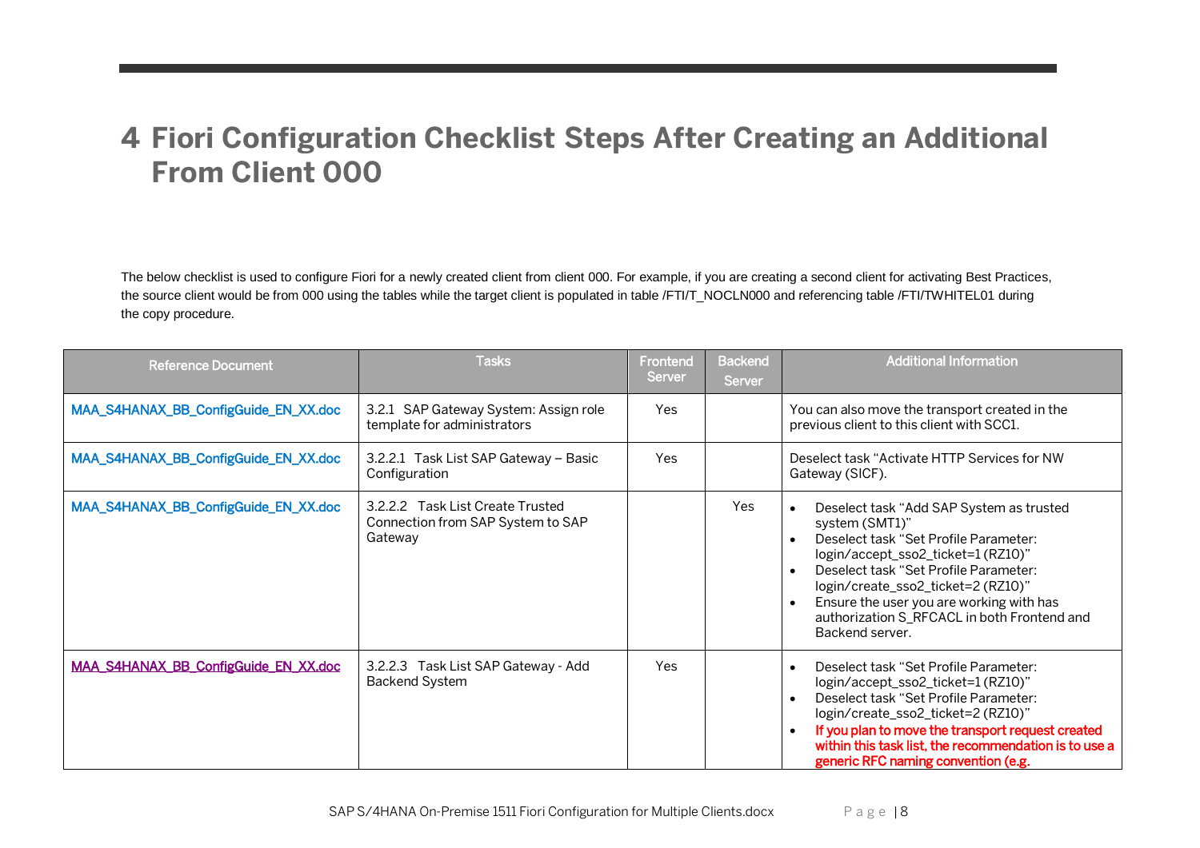# 4 Fiori Configuration Checklist Steps After Creating an Additional From Client 000

The below checklist is used to configure Fiori for a newly created client from client 000. For example, if you are creating a second client for activating Best Practices, the source client would be from 000 using the tables while the target client is populated in table /FTI/T_NOCLN000 and referencing table /FTI/TWHITEL01 during the copy procedure.

| Reference Document | Tasks | Frontend Server | Backend Server | Additional Information |
|---|---|---|---|---|
| MAA_S4HANAX_BB_ConfigGuide_EN_XX.doc | 3.2.1 SAP Gateway System: Assign role template for administrators | Yes | | You can also move the transport created in the previous client to this client with SCC1. |
| MAA_S4HANAX_BB_ConfigGuide_EN_XX.doc | 3.2.2.1 Task List SAP Gateway – Basic Configuration | Yes | | Deselect task "Activate HTTP Services for NW Gateway (SICF). |
| MAA_S4HANAX_BB_ConfigGuide_EN_XX.doc | 3.2.2.2 Task List Create Trusted Connection from SAP System to SAP Gateway | | Yes | • Deselect task "Add SAP System as trusted system (SMT1)"<br>• Deselect task "Set Profile Parameter: login/accept_sso2_ticket=1 (RZ10)"<br>• Deselect task "Set Profile Parameter: login/create_sso2_ticket=2 (RZ10)"<br>• Ensure the user you are working with has authorization S_RFCACL in both Frontend and Backend server. |
| MAA_S4HANAX_BB_ConfigGuide_EN_XX.doc | 3.2.2.3 Task List SAP Gateway - Add Backend System | Yes | | • Deselect task "Set Profile Parameter: login/accept_sso2_ticket=1 (RZ10)"<br>• Deselect task "Set Profile Parameter: login/create_sso2_ticket=2 (RZ10)"<br>• **If you plan to move the transport request created within this task list, the recommendation is to use a generic RFC naming convention (e.g.** |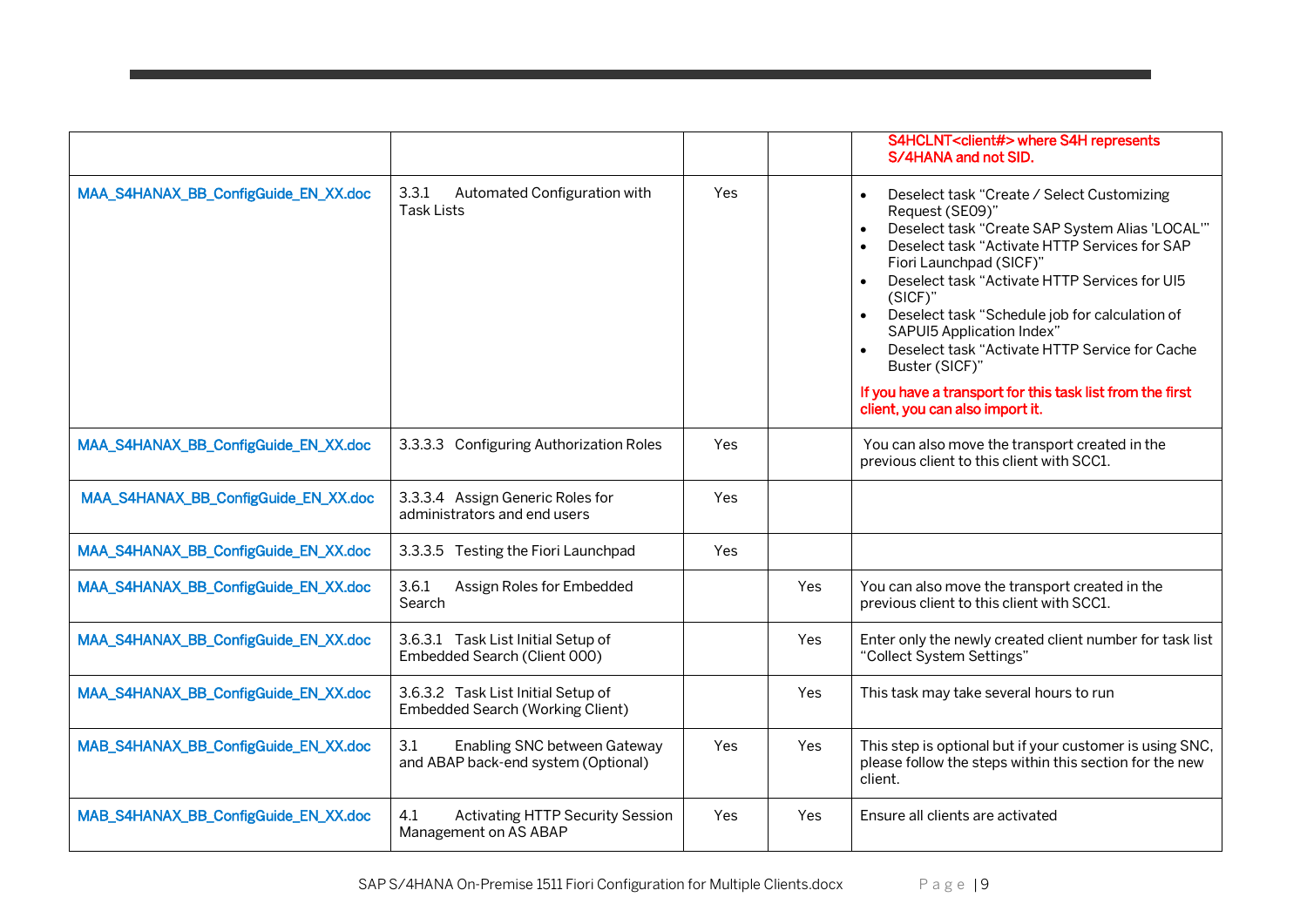| | | | | |
|---|---|---|---|---|
| | | | | **S4HCLNT<client#> where S4H represents S/4HANA and not SID.** |
| MAA_S4HANAX_BB_ConfigGuide_EN_XX.doc | 3.3.1 Automated Configuration with Task Lists | Yes | | • Deselect task "Create / Select Customizing Request (SE09)"<br>• Deselect task "Create SAP System Alias 'LOCAL'"<br>• Deselect task "Activate HTTP Services for SAP Fiori Launchpad (SICF)"<br>• Deselect task "Activate HTTP Services for UI5 (SICF)"<br>• Deselect task "Schedule job for calculation of SAPUI5 Application Index"<br>• Deselect task "Activate HTTP Service for Cache Buster (SICF)"<br>**If you have a transport for this task list from the first client, you can also import it.** |
| MAA_S4HANAX_BB_ConfigGuide_EN_XX.doc | 3.3.3.3 Configuring Authorization Roles | Yes | | You can also move the transport created in the previous client to this client with SCC1. |
| MAA_S4HANAX_BB_ConfigGuide_EN_XX.doc | 3.3.3.4 Assign Generic Roles for administrators and end users | Yes | | |
| MAA_S4HANAX_BB_ConfigGuide_EN_XX.doc | 3.3.3.5 Testing the Fiori Launchpad | Yes | | |
| MAA_S4HANAX_BB_ConfigGuide_EN_XX.doc | 3.6.1 Assign Roles for Embedded Search | | Yes | You can also move the transport created in the previous client to this client with SCC1. |
| MAA_S4HANAX_BB_ConfigGuide_EN_XX.doc | 3.6.3.1 Task List Initial Setup of Embedded Search (Client 000) | | Yes | Enter only the newly created client number for task list "Collect System Settings" |
| MAA_S4HANAX_BB_ConfigGuide_EN_XX.doc | 3.6.3.2 Task List Initial Setup of Embedded Search (Working Client) | | Yes | This task may take several hours to run |
| MAB_S4HANAX_BB_ConfigGuide_EN_XX.doc | 3.1 Enabling SNC between Gateway and ABAP back-end system (Optional) | Yes | Yes | This step is optional but if your customer is using SNC, please follow the steps within this section for the new client. |
| MAB_S4HANAX_BB_ConfigGuide_EN_XX.doc | 4.1 Activating HTTP Security Session Management on AS ABAP | Yes | Yes | Ensure all clients are activated |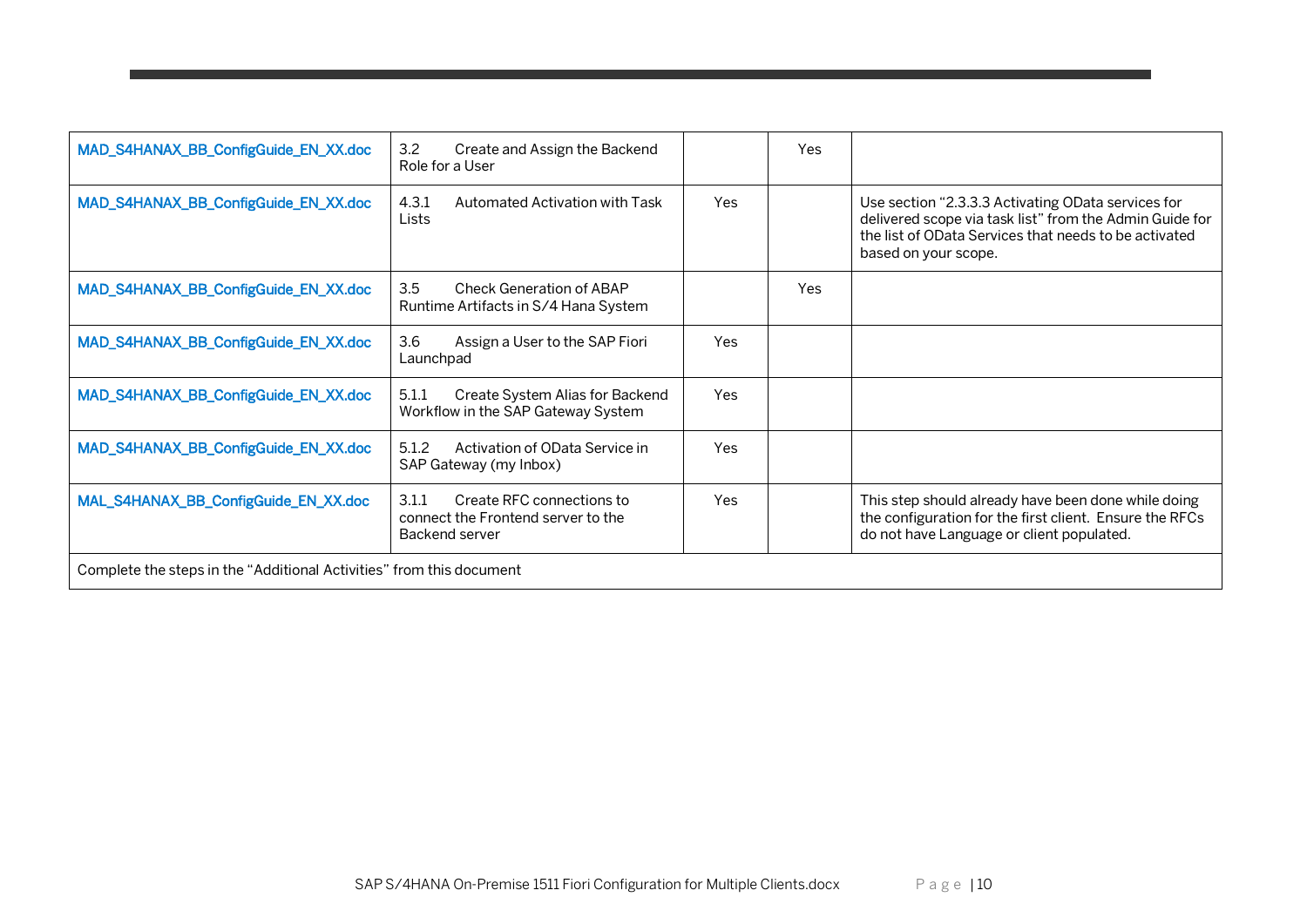| | | | | |
|---|---|---|---|---|
| MAD_S4HANAX_BB_ConfigGuide_EN_XX.doc | 3.2 Create and Assign the Backend Role for a User | | Yes | |
| MAD_S4HANAX_BB_ConfigGuide_EN_XX.doc | 4.3.1 Automated Activation with Task Lists | Yes | | Use section "2.3.3.3 Activating OData services for delivered scope via task list" from the Admin Guide for the list of OData Services that needs to be activated based on your scope. |
| MAD_S4HANAX_BB_ConfigGuide_EN_XX.doc | 3.5 Check Generation of ABAP Runtime Artifacts in S/4 Hana System | | Yes | |
| MAD_S4HANAX_BB_ConfigGuide_EN_XX.doc | 3.6 Assign a User to the SAP Fiori Launchpad | Yes | | |
| MAD_S4HANAX_BB_ConfigGuide_EN_XX.doc | 5.1.1 Create System Alias for Backend Workflow in the SAP Gateway System | Yes | | |
| MAD_S4HANAX_BB_ConfigGuide_EN_XX.doc | 5.1.2 Activation of OData Service in SAP Gateway (my Inbox) | Yes | | |
| MAL_S4HANAX_BB_ConfigGuide_EN_XX.doc | 3.1.1 Create RFC connections to connect the Frontend server to the Backend server | Yes | | This step should already have been done while doing the configuration for the first client. Ensure the RFCs do not have Language or client populated. |
| Complete the steps in the "Additional Activities" from this document | | | | |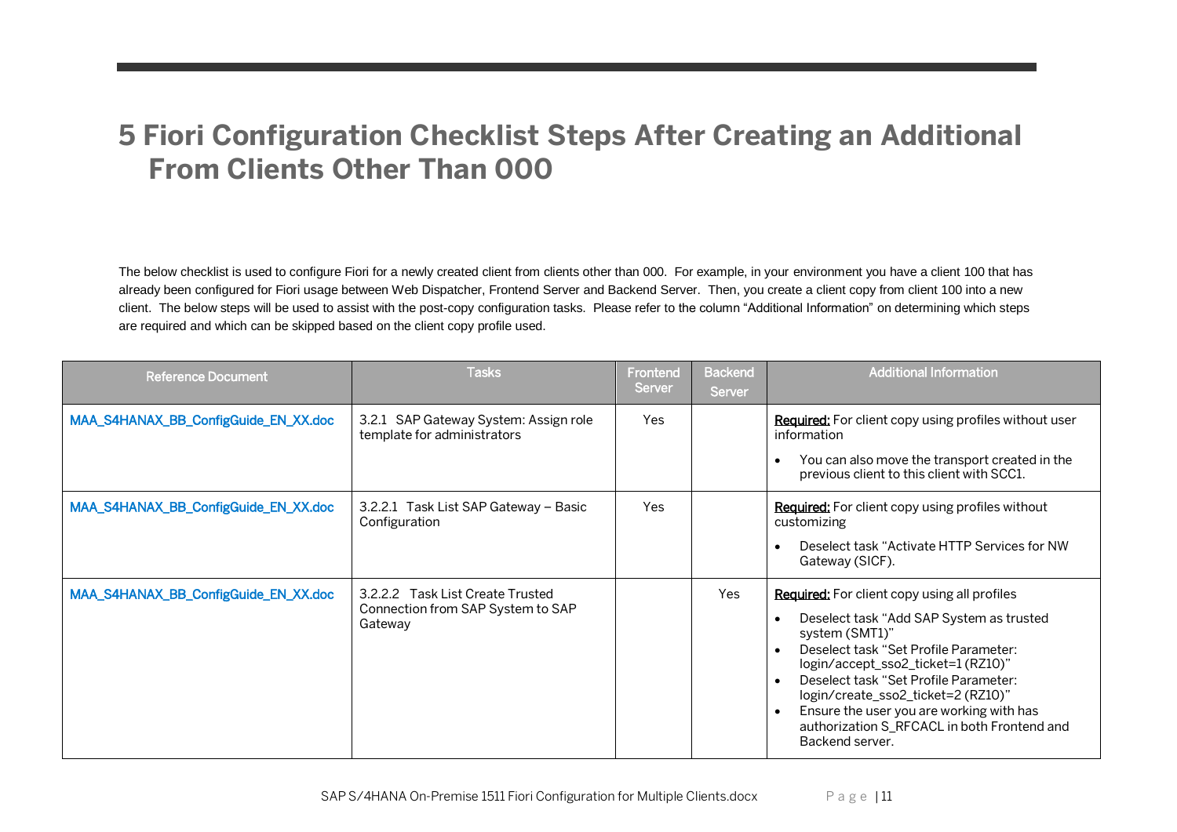# 5 Fiori Configuration Checklist Steps After Creating an Additional From Clients Other Than 000

The below checklist is used to configure Fiori for a newly created client from clients other than 000. For example, in your environment you have a client 100 that has already been configured for Fiori usage between Web Dispatcher, Frontend Server and Backend Server. Then, you create a client copy from client 100 into a new client. The below steps will be used to assist with the post-copy configuration tasks. Please refer to the column "Additional Information" on determining which steps are required and which can be skipped based on the client copy profile used.

| Reference Document | Tasks | Frontend Server | Backend Server | Additional Information |
|---|---|---|---|---|
| MAA_S4HANAX_BB_ConfigGuide_EN_XX.doc | 3.2.1 SAP Gateway System: Assign role template for administrators | Yes | | <u>Required:</u> For client copy using profiles without user information<br>• You can also move the transport created in the previous client to this client with SCC1. |
| MAA_S4HANAX_BB_ConfigGuide_EN_XX.doc | 3.2.2.1 Task List SAP Gateway – Basic Configuration | Yes | | <u>Required:</u> For client copy using profiles without customizing<br>• Deselect task "Activate HTTP Services for NW Gateway (SICF). |
| MAA_S4HANAX_BB_ConfigGuide_EN_XX.doc | 3.2.2.2 Task List Create Trusted Connection from SAP System to SAP Gateway | | Yes | <u>Required:</u> For client copy using all profiles<br>• Deselect task "Add SAP System as trusted system (SMT1)"<br>• Deselect task "Set Profile Parameter: login/accept_sso2_ticket=1 (RZ10)"<br>• Deselect task "Set Profile Parameter: login/create_sso2_ticket=2 (RZ10)"<br>• Ensure the user you are working with has authorization S_RFCACL in both Frontend and Backend server. |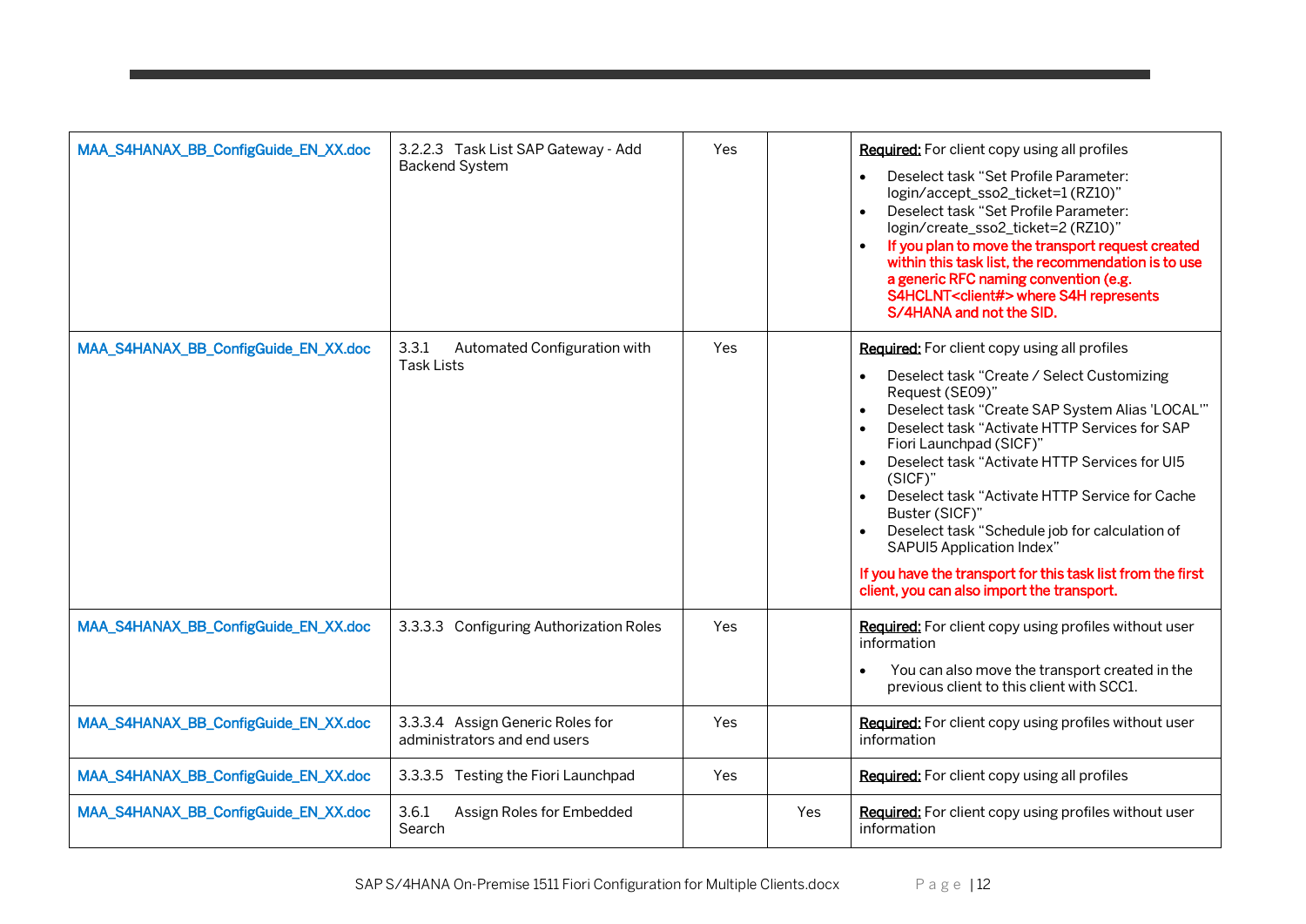| | | | | |
|---|---|---|---|---|
| MAA_S4HANAX_BB_ConfigGuide_EN_XX.doc | 3.2.2.3 Task List SAP Gateway - Add Backend System | Yes | | **Required:** For client copy using all profiles<br>• Deselect task "Set Profile Parameter: login/accept_sso2_ticket=1 (RZ10)"<br>• Deselect task "Set Profile Parameter: login/create_sso2_ticket=2 (RZ10)"<br>• **If you plan to move the transport request created within this task list, the recommendation is to use a generic RFC naming convention (e.g. S4HCLNT<client#> where S4H represents S/4HANA and not the SID.** |
| MAA_S4HANAX_BB_ConfigGuide_EN_XX.doc | 3.3.1 Automated Configuration with Task Lists | Yes | | **Required:** For client copy using all profiles<br>• Deselect task "Create / Select Customizing Request (SE09)"<br>• Deselect task "Create SAP System Alias 'LOCAL'"<br>• Deselect task "Activate HTTP Services for SAP Fiori Launchpad (SICF)"<br>• Deselect task "Activate HTTP Services for UI5 (SICF)"<br>• Deselect task "Activate HTTP Service for Cache Buster (SICF)"<br>• Deselect task "Schedule job for calculation of SAPUI5 Application Index"<br>**If you have the transport for this task list from the first client, you can also import the transport.** |
| MAA_S4HANAX_BB_ConfigGuide_EN_XX.doc | 3.3.3.3 Configuring Authorization Roles | Yes | | **Required:** For client copy using profiles without user information<br>• You can also move the transport created in the previous client to this client with SCC1. |
| MAA_S4HANAX_BB_ConfigGuide_EN_XX.doc | 3.3.3.4 Assign Generic Roles for administrators and end users | Yes | | **Required:** For client copy using profiles without user information |
| MAA_S4HANAX_BB_ConfigGuide_EN_XX.doc | 3.3.3.5 Testing the Fiori Launchpad | Yes | | **Required:** For client copy using all profiles |
| MAA_S4HANAX_BB_ConfigGuide_EN_XX.doc | 3.6.1 Assign Roles for Embedded Search | | Yes | **Required:** For client copy using profiles without user information |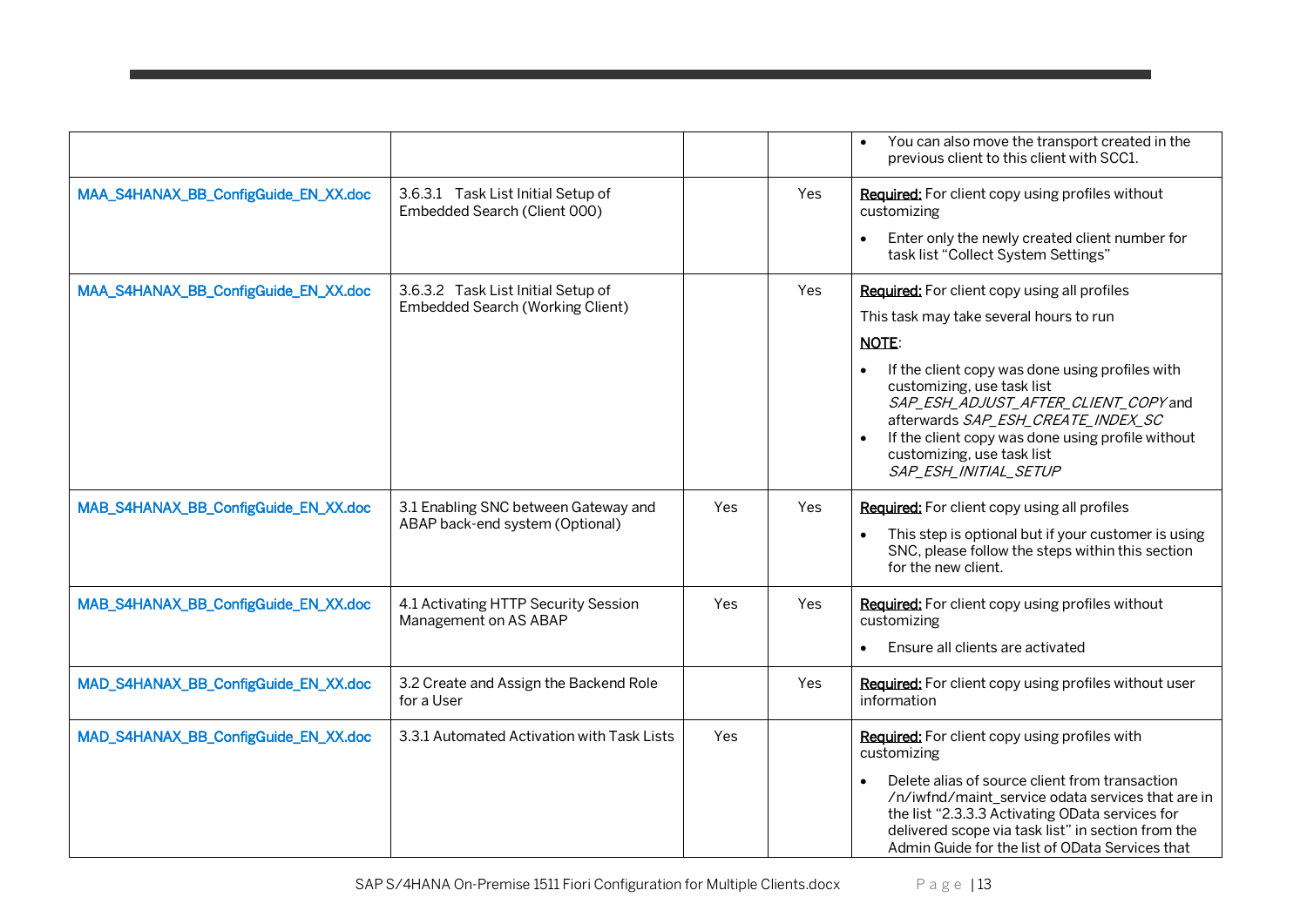| | | | | |
|---|---|---|---|---|
| | | | | • You can also move the transport created in the previous client to this client with SCC1. |
| MAA_S4HANAX_BB_ConfigGuide_EN_XX.doc | 3.6.3.1 Task List Initial Setup of Embedded Search (Client 000) | | Yes | **Required:** For client copy using profiles without customizing<br><br>• Enter only the newly created client number for task list "Collect System Settings" |
| MAA_S4HANAX_BB_ConfigGuide_EN_XX.doc | 3.6.3.2 Task List Initial Setup of Embedded Search (Working Client) | | Yes | **Required:** For client copy using all profiles<br><br>This task may take several hours to run<br><br>**NOTE**:<br><br>• If the client copy was done using profiles with customizing, use task list *SAP_ESH_ADJUST_AFTER_CLIENT_COPY* and afterwards *SAP_ESH_CREATE_INDEX_SC*<br>• If the client copy was done using profile without customizing, use task list *SAP_ESH_INITIAL_SETUP* |
| MAB_S4HANAX_BB_ConfigGuide_EN_XX.doc | 3.1 Enabling SNC between Gateway and ABAP back-end system (Optional) | Yes | Yes | **Required:** For client copy using all profiles<br><br>• This step is optional but if your customer is using SNC, please follow the steps within this section for the new client. |
| MAB_S4HANAX_BB_ConfigGuide_EN_XX.doc | 4.1 Activating HTTP Security Session Management on AS ABAP | Yes | Yes | **Required:** For client copy using profiles without customizing<br><br>• Ensure all clients are activated |
| MAD_S4HANAX_BB_ConfigGuide_EN_XX.doc | 3.2 Create and Assign the Backend Role for a User | | Yes | **Required:** For client copy using profiles without user information |
| MAD_S4HANAX_BB_ConfigGuide_EN_XX.doc | 3.3.1 Automated Activation with Task Lists | Yes | | **Required:** For client copy using profiles with customizing<br><br>• Delete alias of source client from transaction /n/iwfnd/maint_service odata services that are in the list "2.3.3.3 Activating OData services for delivered scope via task list" in section from the Admin Guide for the list of OData Services that |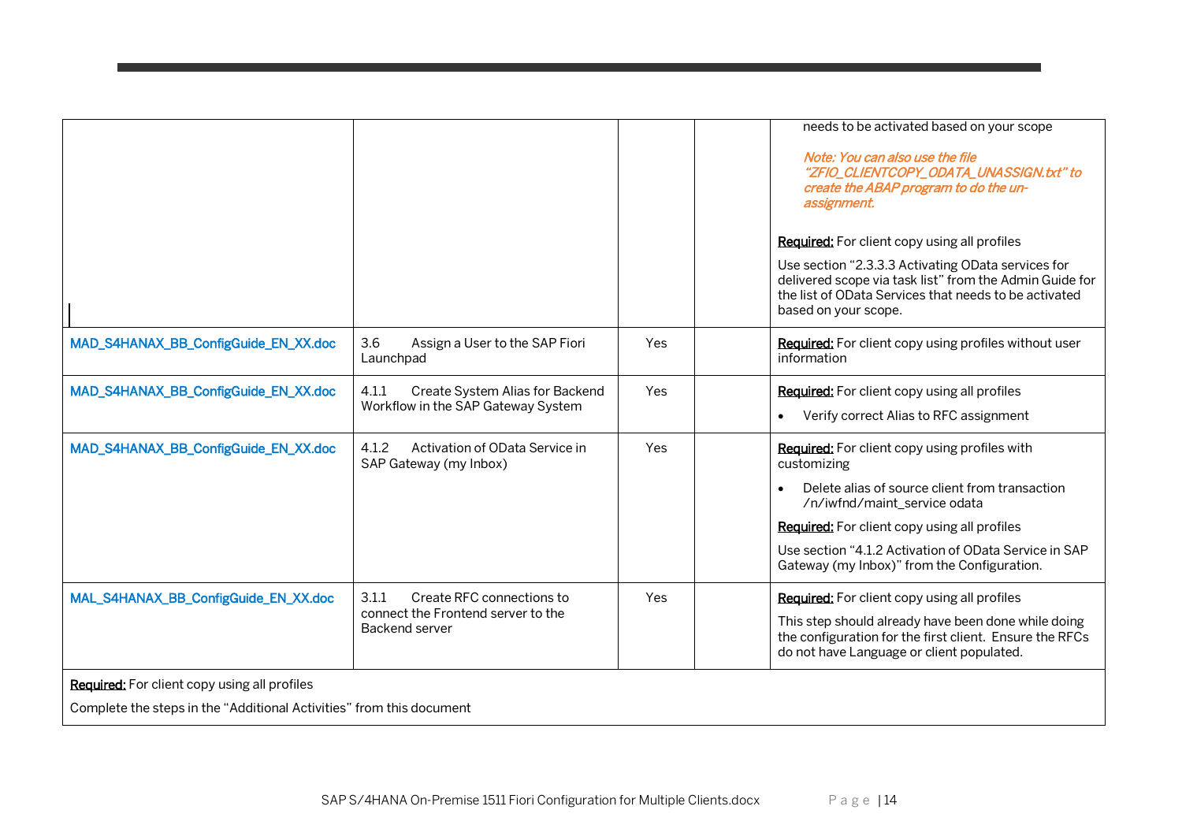| | | | | |
|---|---|---|---|---|
| | | | | needs to be activated based on your scope<br><br>*Note: You can also use the file "ZFIO_CLIENTCOPY_ODATA_UNASSIGN.txt" to create the ABAP program to do the un-assignment.*<br><br>Required: For client copy using all profiles<br><br>Use section "2.3.3.3 Activating OData services for delivered scope via task list" from the Admin Guide for the list of OData Services that needs to be activated based on your scope. |
| MAD_S4HANAX_BB_ConfigGuide_EN_XX.doc | 3.6 Assign a User to the SAP Fiori Launchpad | Yes | | Required: For client copy using profiles without user information |
| MAD_S4HANAX_BB_ConfigGuide_EN_XX.doc | 4.1.1 Create System Alias for Backend Workflow in the SAP Gateway System | Yes | | Required: For client copy using all profiles<br><br>• Verify correct Alias to RFC assignment |
| MAD_S4HANAX_BB_ConfigGuide_EN_XX.doc | 4.1.2 Activation of OData Service in SAP Gateway (my Inbox) | Yes | | Required: For client copy using profiles with customizing<br><br>• Delete alias of source client from transaction /n/iwfnd/maint_service odata<br><br>Required: For client copy using all profiles<br><br>Use section "4.1.2 Activation of OData Service in SAP Gateway (my Inbox)" from the Configuration. |
| MAL_S4HANAX_BB_ConfigGuide_EN_XX.doc | 3.1.1 Create RFC connections to connect the Frontend server to the Backend server | Yes | | Required: For client copy using all profiles<br><br>This step should already have been done while doing the configuration for the first client. Ensure the RFCs do not have Language or client populated. |
| Required: For client copy using all profiles<br><br>Complete the steps in the "Additional Activities" from this document | | | | |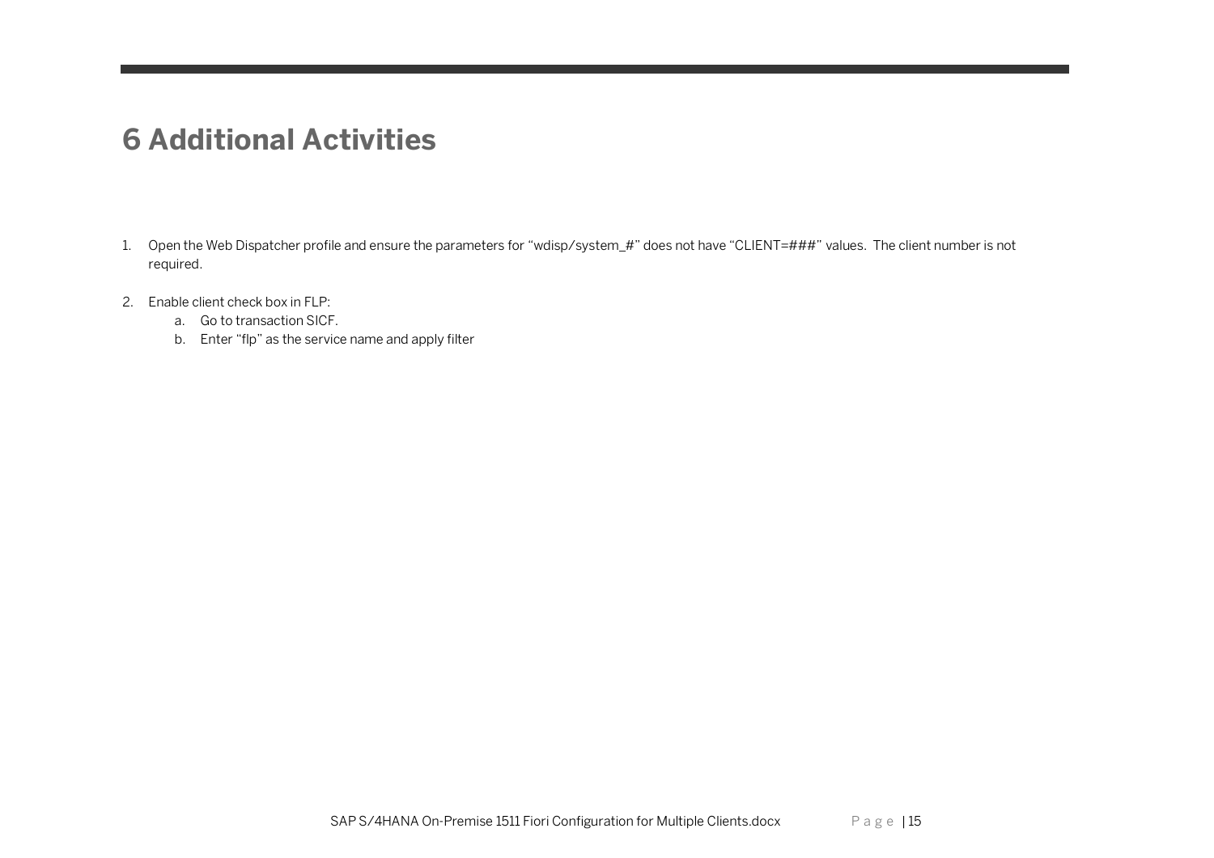# 6 Additional Activities

1. Open the Web Dispatcher profile and ensure the parameters for “wdisp/system_#” does not have “CLIENT=###” values. The client number is not required.

2. Enable client check box in FLP:
    a. Go to transaction SICF.
    b. Enter “flp” as the service name and apply filter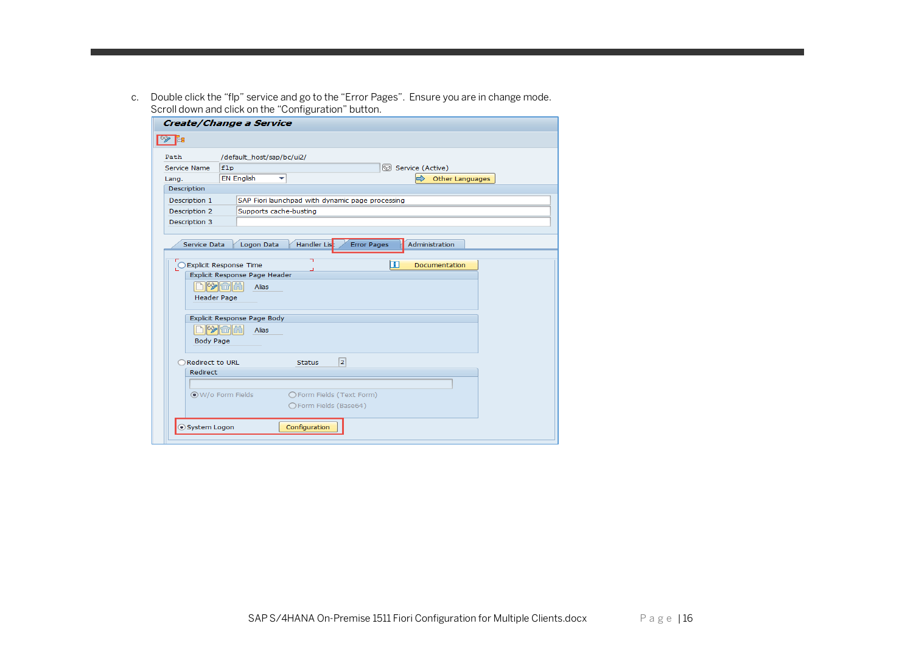c. Double click the “flp” service and go to the “Error Pages”. Ensure you are in change mode. Scroll down and click on the “Configuration” button.

**Create/Change a Service**

| | |
|---|---|
| Path | /default_host/sap/bc/ui2/ |
| Service Name | flp — Service (Active) |
| Lang. | EN English — Other Languages |

**Description**

| | |
|---|---|
| Description 1 | SAP Fiori launchpad with dynamic page processing |
| Description 2 | Supports cache-busting |
| Description 3 | |

Tabs: Service Data | Logon Data | Handler List | Error Pages | Administration

- Explicit Response Time — Documentation
  - Explicit Response Page Header: Alias, Header Page
  - Explicit Response Page Body: Alias, Body Page
- Redirect to URL — Status 2
  - Redirect
  - W/o Form Fields / Form Fields (Text Form) / Form Fields (Base64)
- System Logon — Configuration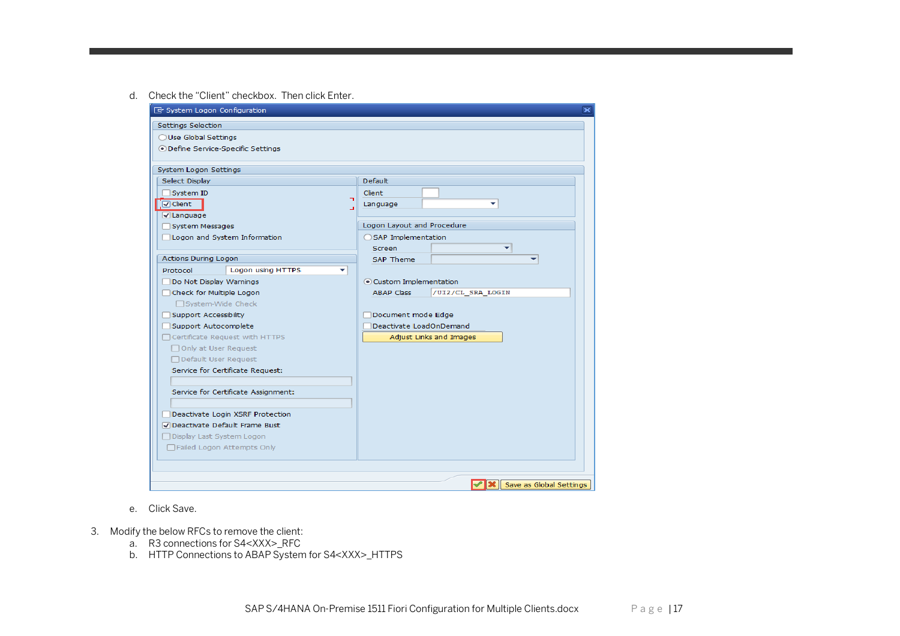d. Check the "Client" checkbox. Then click Enter.

e. Click Save.

3. Modify the below RFCs to remove the client:
   a. R3 connections for S4<XXX>_RFC
   b. HTTP Connections to ABAP System for S4<XXX>_HTTPS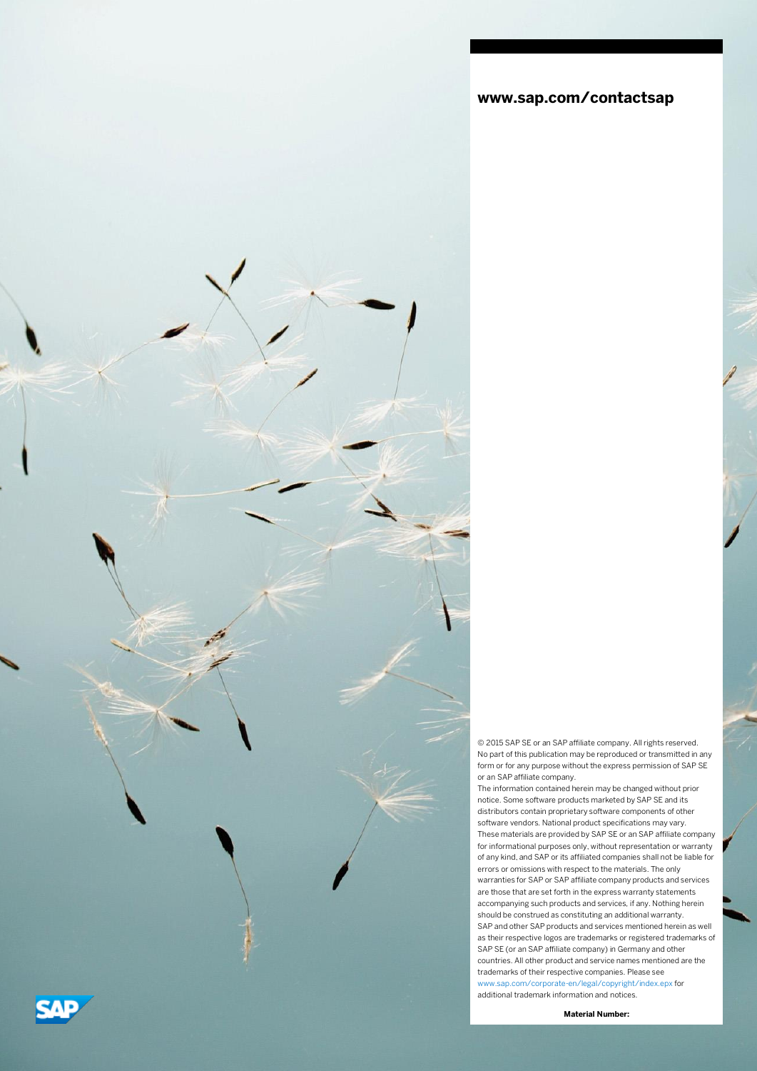**www.sap.com/contactsap**

© 2015 SAP SE or an SAP affiliate company. All rights reserved.
No part of this publication may be reproduced or transmitted in any form or for any purpose without the express permission of SAP SE or an SAP affiliate company.

The information contained herein may be changed without prior notice. Some software products marketed by SAP SE and its distributors contain proprietary software components of other software vendors. National product specifications may vary.

These materials are provided by SAP SE or an SAP affiliate company for informational purposes only, without representation or warranty of any kind, and SAP or its affiliated companies shall not be liable for errors or omissions with respect to the materials. The only warranties for SAP or SAP affiliate company products and services are those that are set forth in the express warranty statements accompanying such products and services, if any. Nothing herein should be construed as constituting an additional warranty.

SAP and other SAP products and services mentioned herein as well as their respective logos are trademarks or registered trademarks of SAP SE (or an SAP affiliate company) in Germany and other countries. All other product and service names mentioned are the trademarks of their respective companies. Please see www.sap.com/corporate-en/legal/copyright/index.epx for additional trademark information and notices.

**Material Number:**